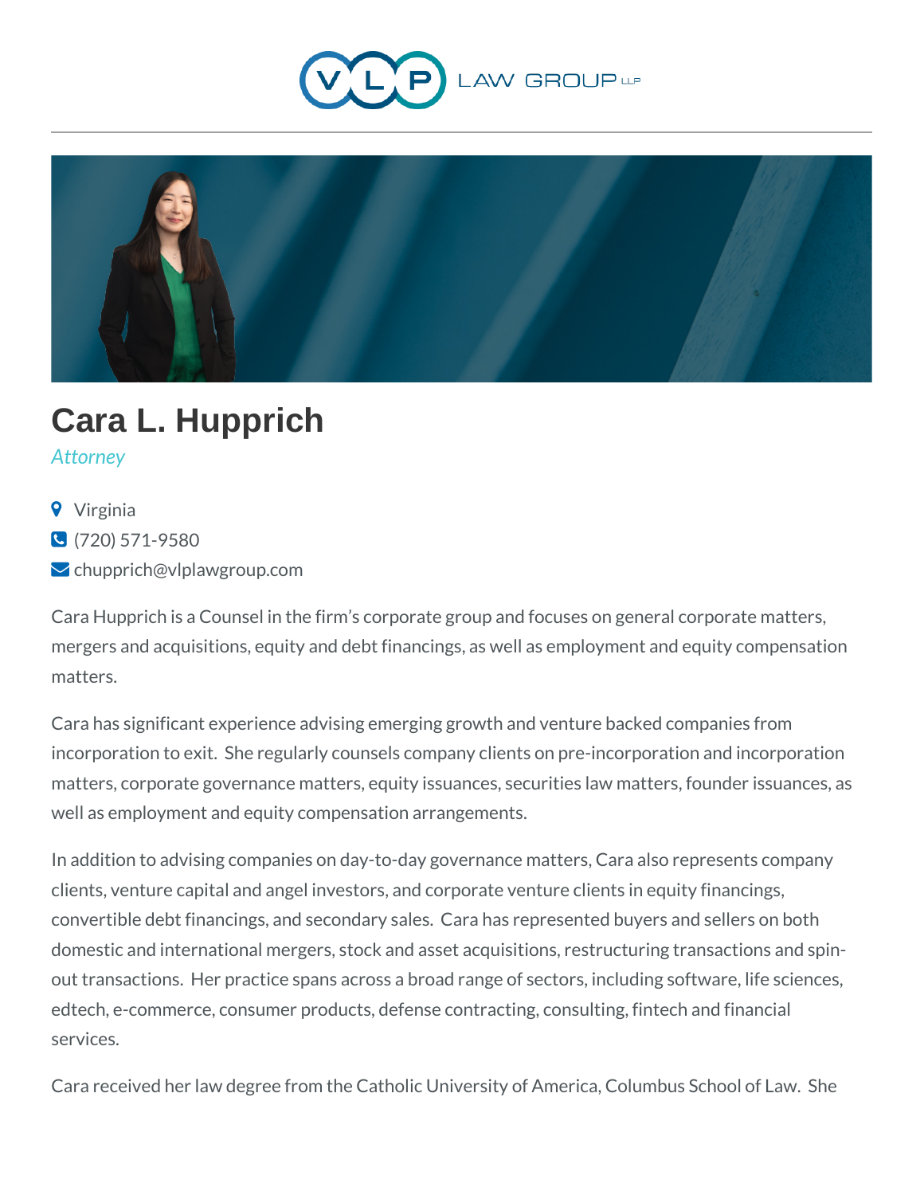VLP LAW GROUP LLP

# Cara L. Hupprich

*Attorney*

- Virginia
- (720) 571-9580
- chupprich@vlplawgroup.com

Cara Hupprich is a Counsel in the firm's corporate group and focuses on general corporate matters, mergers and acquisitions, equity and debt financings, as well as employment and equity compensation matters.

Cara has significant experience advising emerging growth and venture backed companies from incorporation to exit. She regularly counsels company clients on pre-incorporation and incorporation matters, corporate governance matters, equity issuances, securities law matters, founder issuances, as well as employment and equity compensation arrangements.

In addition to advising companies on day-to-day governance matters, Cara also represents company clients, venture capital and angel investors, and corporate venture clients in equity financings, convertible debt financings, and secondary sales. Cara has represented buyers and sellers on both domestic and international mergers, stock and asset acquisitions, restructuring transactions and spin-out transactions. Her practice spans across a broad range of sectors, including software, life sciences, edtech, e-commerce, consumer products, defense contracting, consulting, fintech and financial services.

Cara received her law degree from the Catholic University of America, Columbus School of Law. She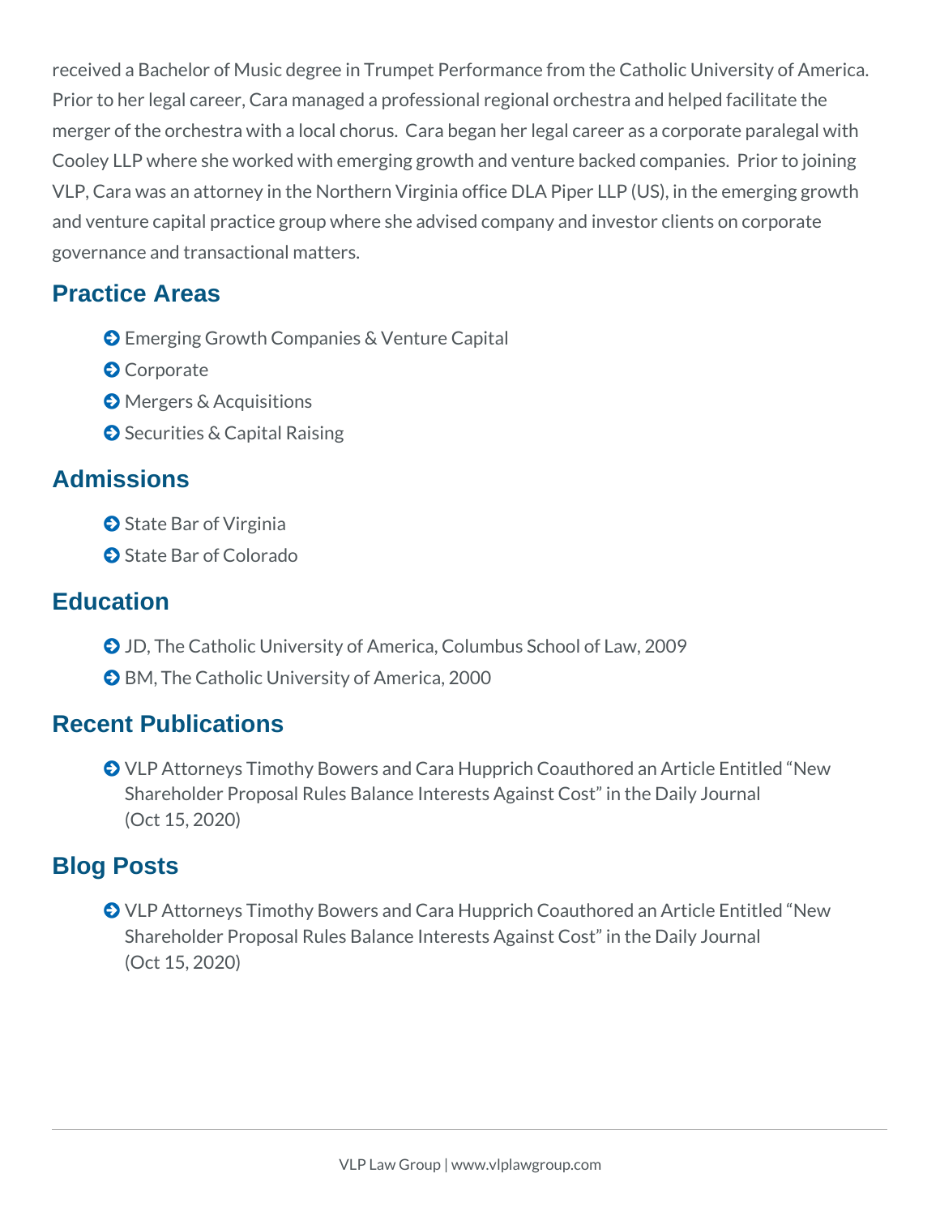received a Bachelor of Music degree in Trumpet Performance from the Catholic University of America. Prior to her legal career, Cara managed a professional regional orchestra and helped facilitate the merger of the orchestra with a local chorus. Cara began her legal career as a corporate paralegal with Cooley LLP where she worked with emerging growth and venture backed companies. Prior to joining VLP, Cara was an attorney in the Northern Virginia office DLA Piper LLP (US), in the emerging growth and venture capital practice group where she advised company and investor clients on corporate governance and transactional matters.

## Practice Areas

- Emerging Growth Companies & Venture Capital
- Corporate
- Mergers & Acquisitions
- Securities & Capital Raising

## Admissions

- State Bar of Virginia
- State Bar of Colorado

## Education

- JD, The Catholic University of America, Columbus School of Law, 2009
- BM, The Catholic University of America, 2000

## Recent Publications

- VLP Attorneys Timothy Bowers and Cara Hupprich Coauthored an Article Entitled “New Shareholder Proposal Rules Balance Interests Against Cost” in the Daily Journal (Oct 15, 2020)

## Blog Posts

- VLP Attorneys Timothy Bowers and Cara Hupprich Coauthored an Article Entitled “New Shareholder Proposal Rules Balance Interests Against Cost” in the Daily Journal (Oct 15, 2020)